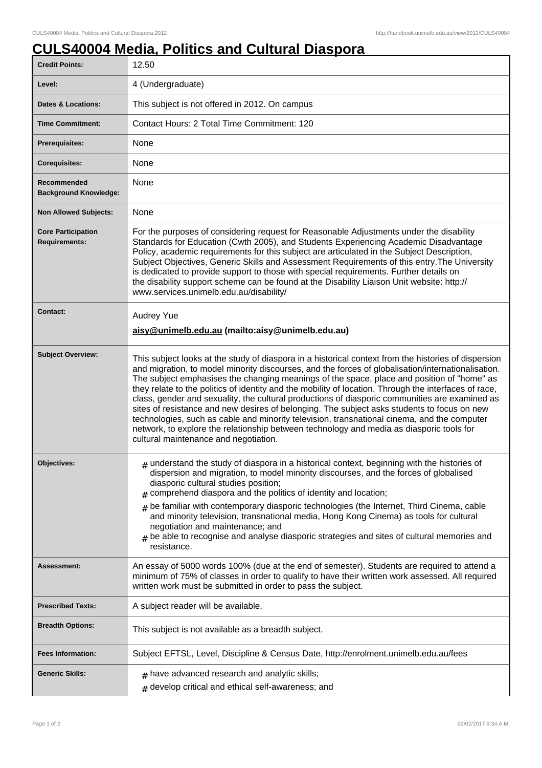# CULS40004 Media, Politics and Cultural Diaspora

| | |
|---|---|
| **Credit Points:** | 12.50 |
| **Level:** | 4 (Undergraduate) |
| **Dates & Locations:** | This subject is not offered in 2012. On campus |
| **Time Commitment:** | Contact Hours: 2 Total Time Commitment: 120 |
| **Prerequisites:** | None |
| **Corequisites:** | None |
| **Recommended Background Knowledge:** | None |
| **Non Allowed Subjects:** | None |
| **Core Participation Requirements:** | For the purposes of considering request for Reasonable Adjustments under the disability Standards for Education (Cwth 2005), and Students Experiencing Academic Disadvantage Policy, academic requirements for this subject are articulated in the Subject Description, Subject Objectives, Generic Skills and Assessment Requirements of this entry.The University is dedicated to provide support to those with special requirements. Further details on the disability support scheme can be found at the Disability Liaison Unit website: http://www.services.unimelb.edu.au/disability/ |
| **Contact:** | Audrey Yue<br>**aisy@unimelb.edu.au (mailto:aisy@unimelb.edu.au)** |
| **Subject Overview:** | This subject looks at the study of diaspora in a historical context from the histories of dispersion and migration, to model minority discourses, and the forces of globalisation/internationalisation. The subject emphasises the changing meanings of the space, place and position of "home" as they relate to the politics of identity and the mobility of location. Through the interfaces of race, class, gender and sexuality, the cultural productions of diasporic communities are examined as sites of resistance and new desires of belonging. The subject asks students to focus on new technologies, such as cable and minority television, transnational cinema, and the computer network, to explore the relationship between technology and media as diasporic tools for cultural maintenance and negotiation. |
| **Objectives:** | # understand the study of diaspora in a historical context, beginning with the histories of dispersion and migration, to model minority discourses, and the forces of globalised diasporic cultural studies position;<br># comprehend diaspora and the politics of identity and location;<br># be familiar with contemporary diasporic technologies (the Internet, Third Cinema, cable and minority television, transnational media, Hong Kong Cinema) as tools for cultural negotiation and maintenance; and<br># be able to recognise and analyse diasporic strategies and sites of cultural memories and resistance. |
| **Assessment:** | An essay of 5000 words 100% (due at the end of semester). Students are required to attend a minimum of 75% of classes in order to qualify to have their written work assessed. All required written work must be submitted in order to pass the subject. |
| **Prescribed Texts:** | A subject reader will be available. |
| **Breadth Options:** | This subject is not available as a breadth subject. |
| **Fees Information:** | Subject EFTSL, Level, Discipline & Census Date, http://enrolment.unimelb.edu.au/fees |
| **Generic Skills:** | # have advanced research and analytic skills;<br># develop critical and ethical self-awareness; and |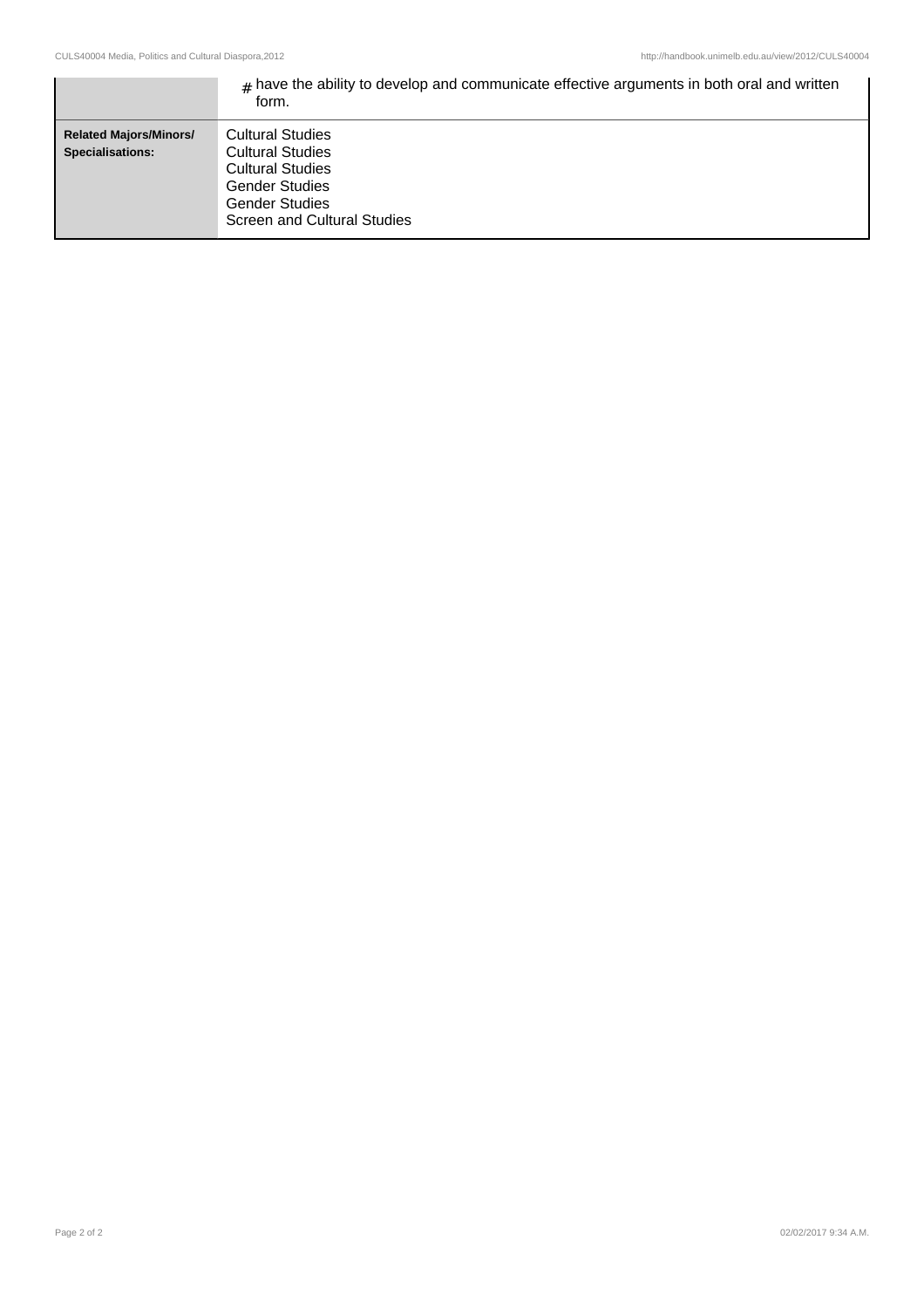| | |
|---|---|
| | # have the ability to develop and communicate effective arguments in both oral and written form. |
| **Related Majors/Minors/ Specialisations:** | Cultural Studies<br>Cultural Studies<br>Cultural Studies<br>Gender Studies<br>Gender Studies<br>Screen and Cultural Studies |